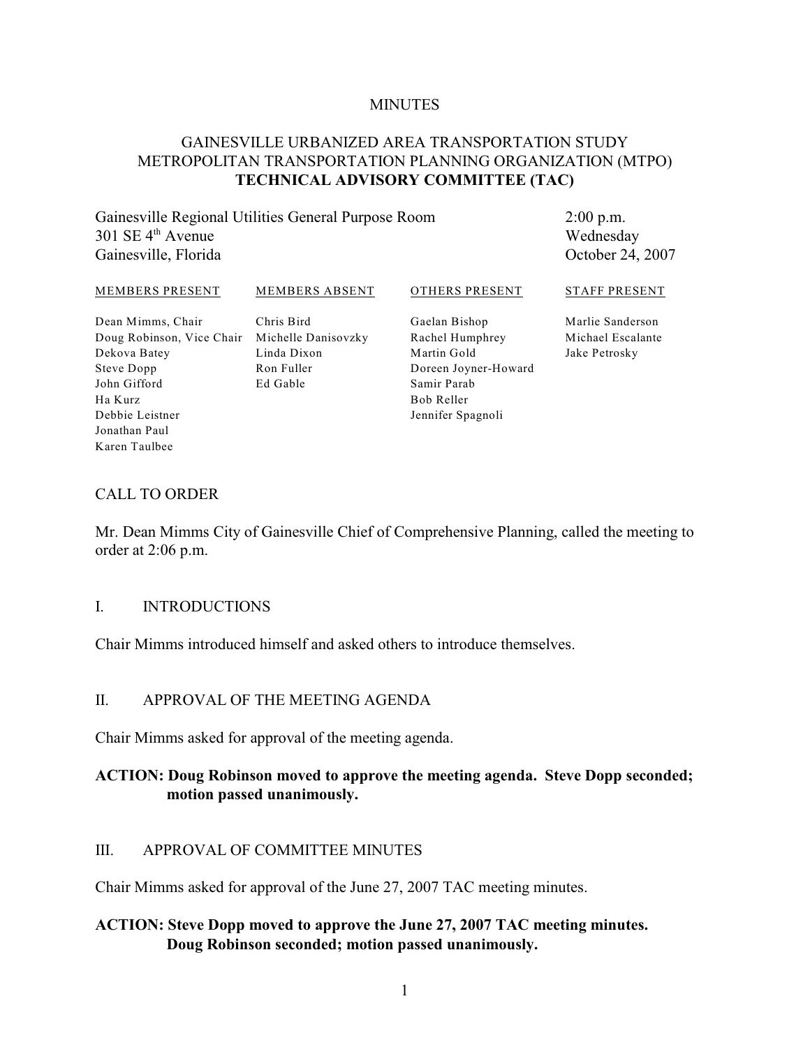MINUTES

# GAINESVILLE URBANIZED AREA TRANSPORTATION STUDY
# METROPOLITAN TRANSPORTATION PLANNING ORGANIZATION (MTPO)
# **TECHNICAL ADVISORY COMMITTEE (TAC)**

Gainesville Regional Utilities General Purpose Room
301 SE 4th Avenue
Gainesville, Florida

2:00 p.m.
Wednesday
October 24, 2007

| MEMBERS PRESENT | MEMBERS ABSENT | OTHERS PRESENT | STAFF PRESENT |
|---|---|---|---|
| Dean Mimms, Chair | Chris Bird | Gaelan Bishop | Marlie Sanderson |
| Doug Robinson, Vice Chair | Michelle Danisovzky | Rachel Humphrey | Michael Escalante |
| Dekova Batey | Linda Dixon | Martin Gold | Jake Petrosky |
| Steve Dopp | Ron Fuller | Doreen Joyner-Howard | |
| John Gifford | Ed Gable | Samir Parab | |
| Ha Kurz | | Bob Reller | |
| Debbie Leistner | | Jennifer Spagnoli | |
| Jonathan Paul | | | |
| Karen Taulbee | | | |

## CALL TO ORDER

Mr. Dean Mimms City of Gainesville Chief of Comprehensive Planning, called the meeting to order at 2:06 p.m.

## I. INTRODUCTIONS

Chair Mimms introduced himself and asked others to introduce themselves.

## II. APPROVAL OF THE MEETING AGENDA

Chair Mimms asked for approval of the meeting agenda.

**ACTION: Doug Robinson moved to approve the meeting agenda. Steve Dopp seconded; motion passed unanimously.**

## III. APPROVAL OF COMMITTEE MINUTES

Chair Mimms asked for approval of the June 27, 2007 TAC meeting minutes.

**ACTION: Steve Dopp moved to approve the June 27, 2007 TAC meeting minutes. Doug Robinson seconded; motion passed unanimously.**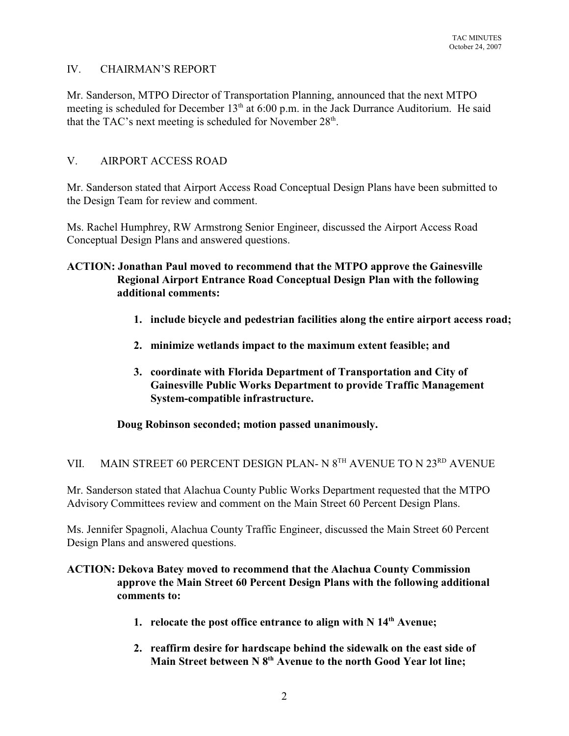## IV. CHAIRMAN'S REPORT

Mr. Sanderson, MTPO Director of Transportation Planning, announced that the next MTPO meeting is scheduled for December 13th at 6:00 p.m. in the Jack Durrance Auditorium. He said that the TAC's next meeting is scheduled for November 28th.

## V. AIRPORT ACCESS ROAD

Mr. Sanderson stated that Airport Access Road Conceptual Design Plans have been submitted to the Design Team for review and comment.

Ms. Rachel Humphrey, RW Armstrong Senior Engineer, discussed the Airport Access Road Conceptual Design Plans and answered questions.

**ACTION: Jonathan Paul moved to recommend that the MTPO approve the Gainesville Regional Airport Entrance Road Conceptual Design Plan with the following additional comments:**

1. **include bicycle and pedestrian facilities along the entire airport access road;**
2. **minimize wetlands impact to the maximum extent feasible; and**
3. **coordinate with Florida Department of Transportation and City of Gainesville Public Works Department to provide Traffic Management System-compatible infrastructure.**

**Doug Robinson seconded; motion passed unanimously.**

## VII. MAIN STREET 60 PERCENT DESIGN PLAN- N 8TH AVENUE TO N 23RD AVENUE

Mr. Sanderson stated that Alachua County Public Works Department requested that the MTPO Advisory Committees review and comment on the Main Street 60 Percent Design Plans.

Ms. Jennifer Spagnoli, Alachua County Traffic Engineer, discussed the Main Street 60 Percent Design Plans and answered questions.

**ACTION: Dekova Batey moved to recommend that the Alachua County Commission approve the Main Street 60 Percent Design Plans with the following additional comments to:**

1. **relocate the post office entrance to align with N 14th Avenue;**
2. **reaffirm desire for hardscape behind the sidewalk on the east side of Main Street between N 8th Avenue to the north Good Year lot line;**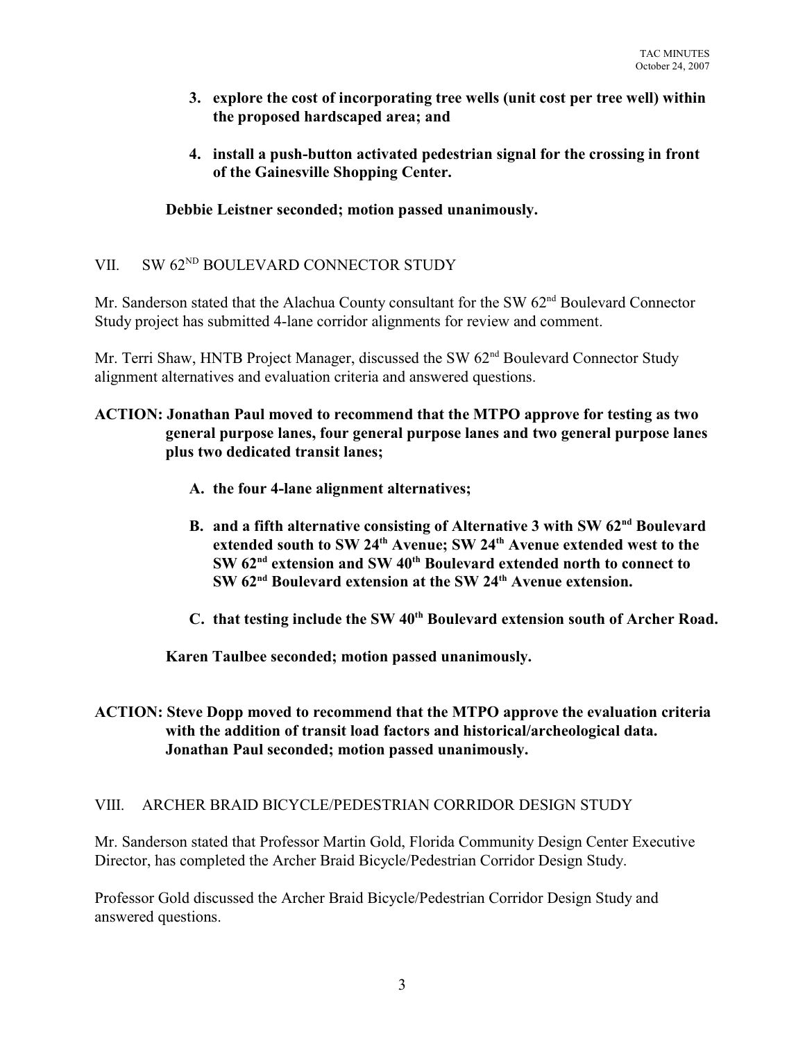3. **explore the cost of incorporating tree wells (unit cost per tree well) within the proposed hardscaped area; and**

4. **install a push-button activated pedestrian signal for the crossing in front of the Gainesville Shopping Center.**

**Debbie Leistner seconded; motion passed unanimously.**

## VII. SW 62ND BOULEVARD CONNECTOR STUDY

Mr. Sanderson stated that the Alachua County consultant for the SW 62nd Boulevard Connector Study project has submitted 4-lane corridor alignments for review and comment.

Mr. Terri Shaw, HNTB Project Manager, discussed the SW 62nd Boulevard Connector Study alignment alternatives and evaluation criteria and answered questions.

**ACTION: Jonathan Paul moved to recommend that the MTPO approve for testing as two general purpose lanes, four general purpose lanes and two general purpose lanes plus two dedicated transit lanes;**

A. **the four 4-lane alignment alternatives;**

B. **and a fifth alternative consisting of Alternative 3 with SW 62nd Boulevard extended south to SW 24th Avenue; SW 24th Avenue extended west to the SW 62nd extension and SW 40th Boulevard extended north to connect to SW 62nd Boulevard extension at the SW 24th Avenue extension.**

C. **that testing include the SW 40th Boulevard extension south of Archer Road.**

**Karen Taulbee seconded; motion passed unanimously.**

**ACTION: Steve Dopp moved to recommend that the MTPO approve the evaluation criteria with the addition of transit load factors and historical/archeological data. Jonathan Paul seconded; motion passed unanimously.**

## VIII. ARCHER BRAID BICYCLE/PEDESTRIAN CORRIDOR DESIGN STUDY

Mr. Sanderson stated that Professor Martin Gold, Florida Community Design Center Executive Director, has completed the Archer Braid Bicycle/Pedestrian Corridor Design Study.

Professor Gold discussed the Archer Braid Bicycle/Pedestrian Corridor Design Study and answered questions.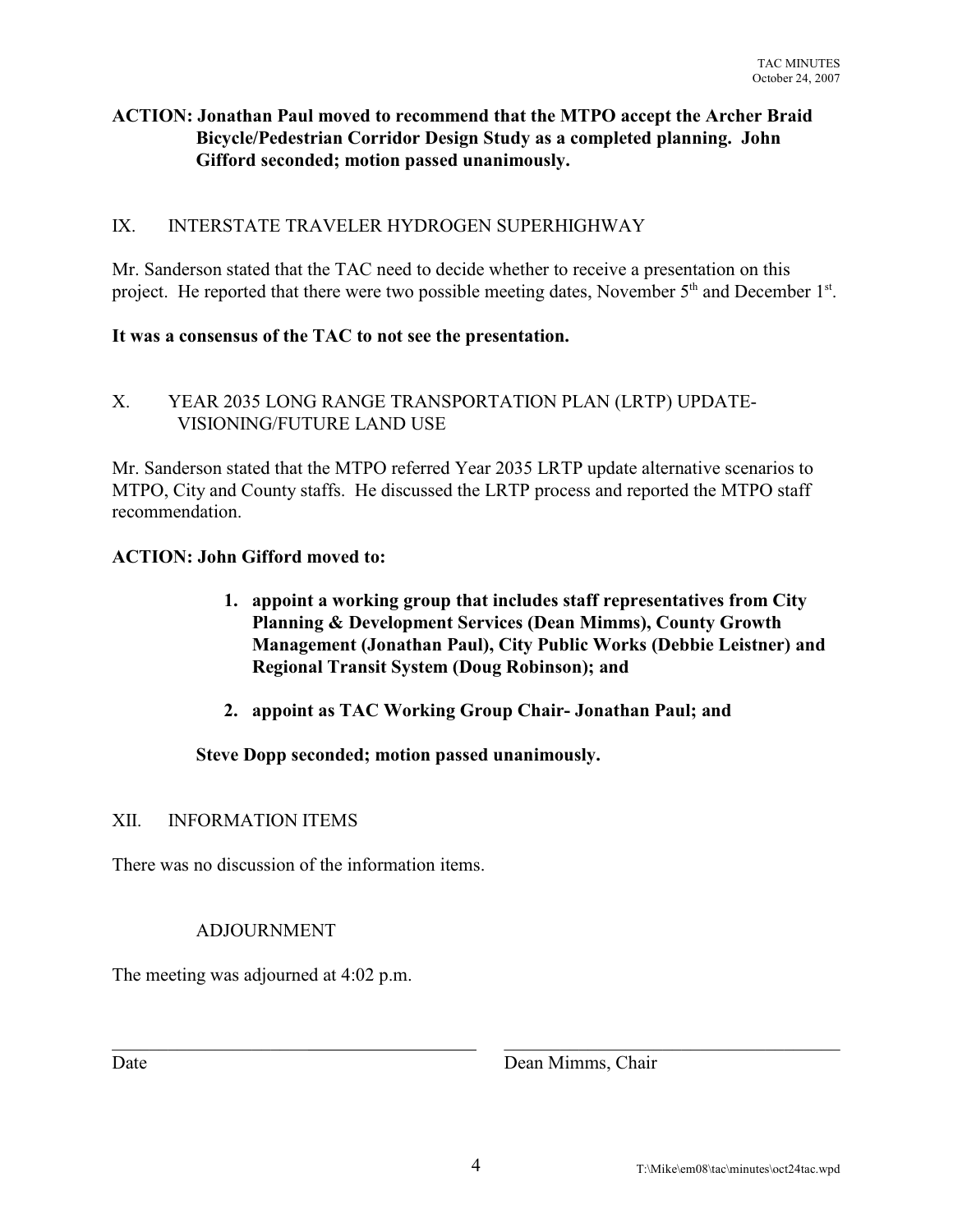**ACTION: Jonathan Paul moved to recommend that the MTPO accept the Archer Braid Bicycle/Pedestrian Corridor Design Study as a completed planning. John Gifford seconded; motion passed unanimously.**

## IX. INTERSTATE TRAVELER HYDROGEN SUPERHIGHWAY

Mr. Sanderson stated that the TAC need to decide whether to receive a presentation on this project. He reported that there were two possible meeting dates, November 5th and December 1st.

**It was a consensus of the TAC to not see the presentation.**

## X. YEAR 2035 LONG RANGE TRANSPORTATION PLAN (LRTP) UPDATE-VISIONING/FUTURE LAND USE

Mr. Sanderson stated that the MTPO referred Year 2035 LRTP update alternative scenarios to MTPO, City and County staffs. He discussed the LRTP process and reported the MTPO staff recommendation.

**ACTION: John Gifford moved to:**

1. **appoint a working group that includes staff representatives from City Planning & Development Services (Dean Mimms), County Growth Management (Jonathan Paul), City Public Works (Debbie Leistner) and Regional Transit System (Doug Robinson); and**
2. **appoint as TAC Working Group Chair- Jonathan Paul; and**

**Steve Dopp seconded; motion passed unanimously.**

## XII. INFORMATION ITEMS

There was no discussion of the information items.

## ADJOURNMENT

The meeting was adjourned at 4:02 p.m.

\_\_\_\_\_\_\_\_\_\_\_\_\_\_\_\_\_\_\_\_\_\_\_\_\_\_\_\_\_\_\_\_ \_\_\_\_\_\_\_\_\_\_\_\_\_\_\_\_\_\_\_\_\_\_\_\_\_\_\_\_\_\_\_\_

Date Dean Mimms, Chair

T:\Mike\em08\tac\minutes\oct24tac.wpd